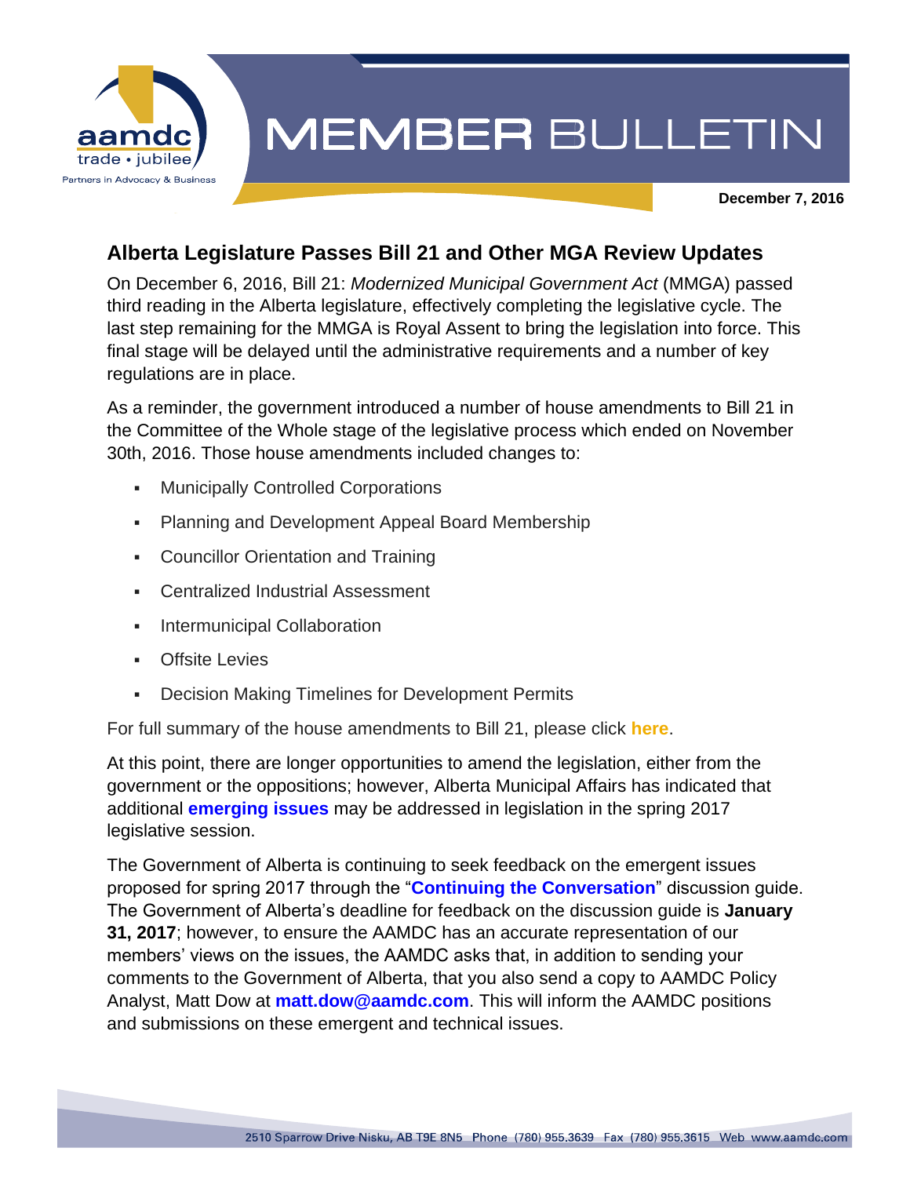# MEMBER BULLETIN

**December 7, 2016**

## Alberta Legislature Passes Bill 21 and Other MGA Review Updates

On December 6, 2016, Bill 21: *Modernized Municipal Government Act* (MMGA) passed third reading in the Alberta legislature, effectively completing the legislative cycle. The last step remaining for the MMGA is Royal Assent to bring the legislation into force. This final stage will be delayed until the administrative requirements and a number of key regulations are in place.

As a reminder, the government introduced a number of house amendments to Bill 21 in the Committee of the Whole stage of the legislative process which ended on November 30th, 2016. Those house amendments included changes to:

- Municipally Controlled Corporations
- Planning and Development Appeal Board Membership
- Councillor Orientation and Training
- Centralized Industrial Assessment
- Intermunicipal Collaboration
- Offsite Levies
- Decision Making Timelines for Development Permits

For full summary of the house amendments to Bill 21, please click **here**.

At this point, there are longer opportunities to amend the legislation, either from the government or the oppositions; however, Alberta Municipal Affairs has indicated that additional **emerging issues** may be addressed in legislation in the spring 2017 legislative session.

The Government of Alberta is continuing to seek feedback on the emergent issues proposed for spring 2017 through the "**Continuing the Conversation**" discussion guide. The Government of Alberta's deadline for feedback on the discussion guide is **January 31, 2017**; however, to ensure the AAMDC has an accurate representation of our members' views on the issues, the AAMDC asks that, in addition to sending your comments to the Government of Alberta, that you also send a copy to AAMDC Policy Analyst, Matt Dow at **matt.dow@aamdc.com**. This will inform the AAMDC positions and submissions on these emergent and technical issues.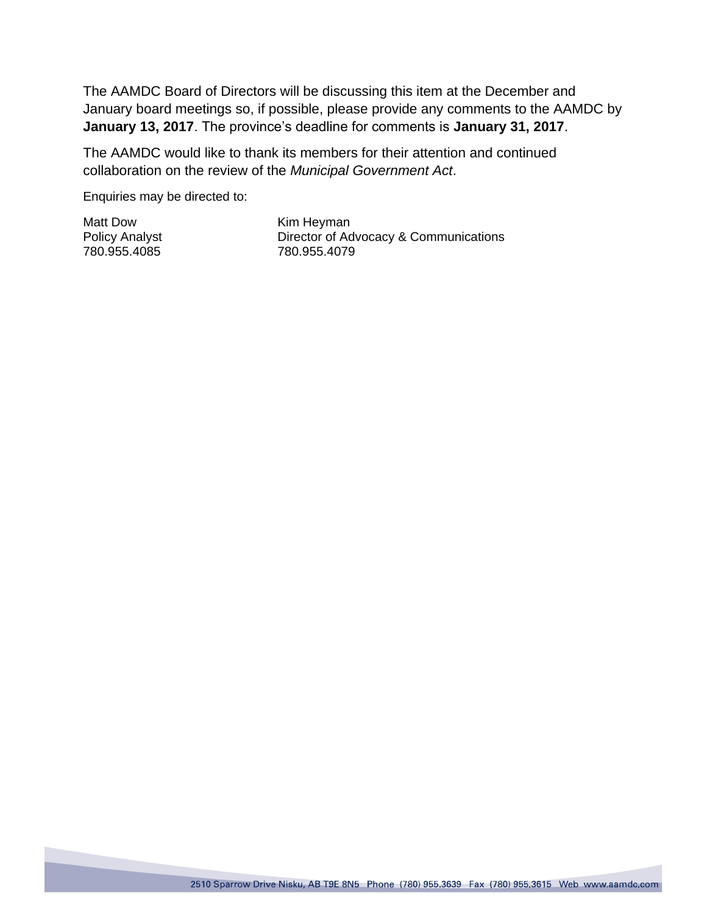The AAMDC Board of Directors will be discussing this item at the December and January board meetings so, if possible, please provide any comments to the AAMDC by **January 13, 2017**. The province's deadline for comments is **January 31, 2017**.

The AAMDC would like to thank its members for their attention and continued collaboration on the review of the *Municipal Government Act*.

Enquiries may be directed to:

| | |
|---|---|
| Matt Dow | Kim Heyman |
| Policy Analyst | Director of Advocacy & Communications |
| 780.955.4085 | 780.955.4079 |